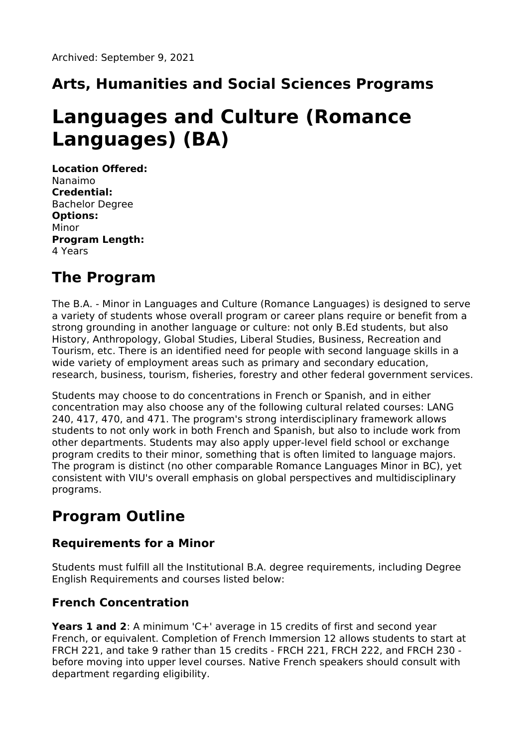Archived: September 9, 2021

## Arts, Humanities and Social Sciences Programs

# Languages and Culture (Romance Languages) (BA)

**Location Offered:**
Nanaimo
**Credential:**
Bachelor Degree
**Options:**
Minor
**Program Length:**
4 Years

## The Program

The B.A. - Minor in Languages and Culture (Romance Languages) is designed to serve a variety of students whose overall program or career plans require or benefit from a strong grounding in another language or culture: not only B.Ed students, but also History, Anthropology, Global Studies, Liberal Studies, Business, Recreation and Tourism, etc. There is an identified need for people with second language skills in a wide variety of employment areas such as primary and secondary education, research, business, tourism, fisheries, forestry and other federal government services.

Students may choose to do concentrations in French or Spanish, and in either concentration may also choose any of the following cultural related courses: LANG 240, 417, 470, and 471. The program's strong interdisciplinary framework allows students to not only work in both French and Spanish, but also to include work from other departments. Students may also apply upper-level field school or exchange program credits to their minor, something that is often limited to language majors. The program is distinct (no other comparable Romance Languages Minor in BC), yet consistent with VIU's overall emphasis on global perspectives and multidisciplinary programs.

## Program Outline

### Requirements for a Minor

Students must fulfill all the Institutional B.A. degree requirements, including Degree English Requirements and courses listed below:

### French Concentration

**Years 1 and 2**: A minimum 'C+' average in 15 credits of first and second year French, or equivalent. Completion of French Immersion 12 allows students to start at FRCH 221, and take 9 rather than 15 credits - FRCH 221, FRCH 222, and FRCH 230 - before moving into upper level courses. Native French speakers should consult with department regarding eligibility.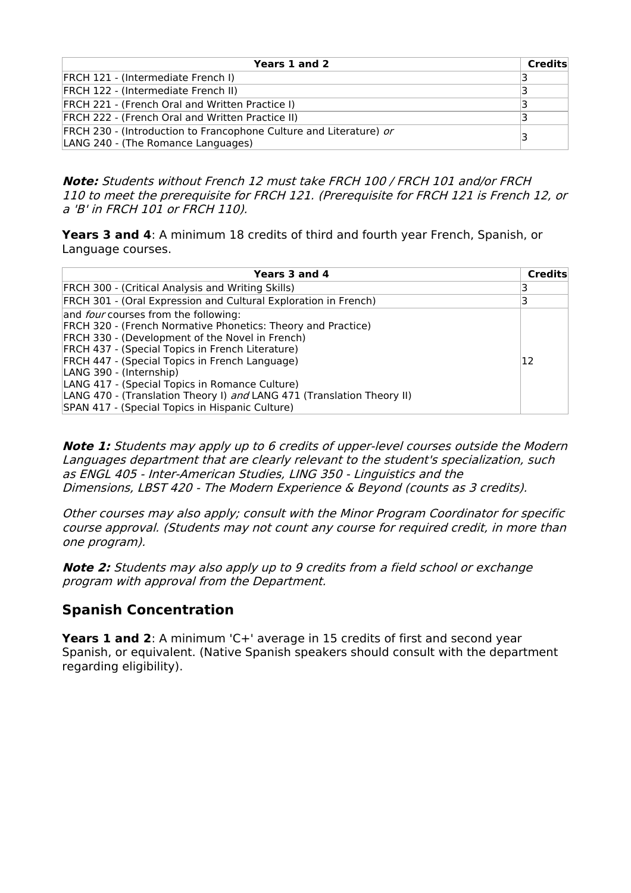| Years 1 and 2 | Credits |
|---|---|
| FRCH 121 - (Intermediate French I) | 3 |
| FRCH 122 - (Intermediate French II) | 3 |
| FRCH 221 - (French Oral and Written Practice I) | 3 |
| FRCH 222 - (French Oral and Written Practice II) | 3 |
| FRCH 230 - (Introduction to Francophone Culture and Literature) *or* LANG 240 - (The Romance Languages) | 3 |

***Note:*** *Students without French 12 must take FRCH 100 / FRCH 101 and/or FRCH 110 to meet the prerequisite for FRCH 121. (Prerequisite for FRCH 121 is French 12, or a 'B' in FRCH 101 or FRCH 110).*

**Years 3 and 4**: A minimum 18 credits of third and fourth year French, Spanish, or Language courses.

| Years 3 and 4 | Credits |
|---|---|
| FRCH 300 - (Critical Analysis and Writing Skills) | 3 |
| FRCH 301 - (Oral Expression and Cultural Exploration in French) | 3 |
| and *four* courses from the following:<br>FRCH 320 - (French Normative Phonetics: Theory and Practice)<br>FRCH 330 - (Development of the Novel in French)<br>FRCH 437 - (Special Topics in French Literature)<br>FRCH 447 - (Special Topics in French Language)<br>LANG 390 - (Internship)<br>LANG 417 - (Special Topics in Romance Culture)<br>LANG 470 - (Translation Theory I) *and* LANG 471 (Translation Theory II)<br>SPAN 417 - (Special Topics in Hispanic Culture) | 12 |

***Note 1:*** *Students may apply up to 6 credits of upper-level courses outside the Modern Languages department that are clearly relevant to the student's specialization, such as ENGL 405 - Inter-American Studies, LING 350 - Linguistics and the Dimensions, LBST 420 - The Modern Experience & Beyond (counts as 3 credits).*

*Other courses may also apply; consult with the Minor Program Coordinator for specific course approval. (Students may not count any course for required credit, in more than one program).*

***Note 2:*** *Students may also apply up to 9 credits from a field school or exchange program with approval from the Department.*

## Spanish Concentration

**Years 1 and 2**: A minimum 'C+' average in 15 credits of first and second year Spanish, or equivalent. (Native Spanish speakers should consult with the department regarding eligibility).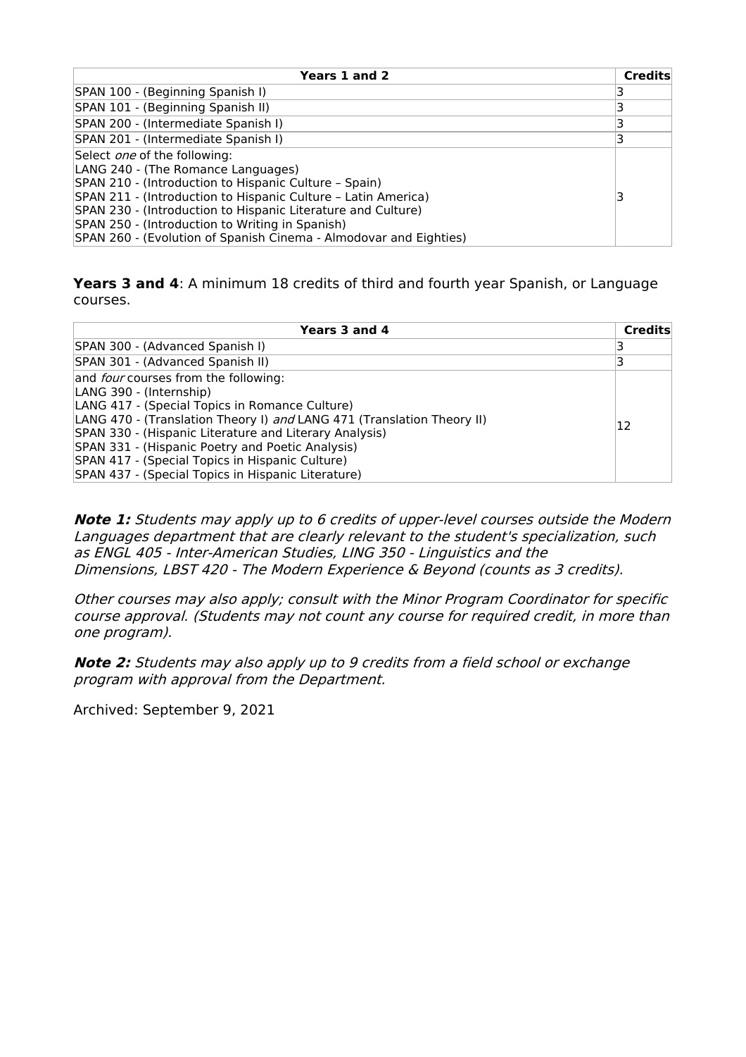| Years 1 and 2 | Credits |
|---|---|
| SPAN 100 - (Beginning Spanish I) | 3 |
| SPAN 101 - (Beginning Spanish II) | 3 |
| SPAN 200 - (Intermediate Spanish I) | 3 |
| SPAN 201 - (Intermediate Spanish I) | 3 |
| Select *one* of the following:<br>LANG 240 - (The Romance Languages)<br>SPAN 210 - (Introduction to Hispanic Culture – Spain)<br>SPAN 211 - (Introduction to Hispanic Culture – Latin America)<br>SPAN 230 - (Introduction to Hispanic Literature and Culture)<br>SPAN 250 - (Introduction to Writing in Spanish)<br>SPAN 260 - (Evolution of Spanish Cinema - Almodovar and Eighties) | 3 |

**Years 3 and 4**: A minimum 18 credits of third and fourth year Spanish, or Language courses.

| Years 3 and 4 | Credits |
|---|---|
| SPAN 300 - (Advanced Spanish I) | 3 |
| SPAN 301 - (Advanced Spanish II) | 3 |
| and *four* courses from the following:<br>LANG 390 - (Internship)<br>LANG 417 - (Special Topics in Romance Culture)<br>LANG 470 - (Translation Theory I) *and* LANG 471 (Translation Theory II)<br>SPAN 330 - (Hispanic Literature and Literary Analysis)<br>SPAN 331 - (Hispanic Poetry and Poetic Analysis)<br>SPAN 417 - (Special Topics in Hispanic Culture)<br>SPAN 437 - (Special Topics in Hispanic Literature) | 12 |

***Note 1:*** *Students may apply up to 6 credits of upper-level courses outside the Modern Languages department that are clearly relevant to the student's specialization, such as ENGL 405 - Inter-American Studies, LING 350 - Linguistics and the Dimensions, LBST 420 - The Modern Experience & Beyond (counts as 3 credits).*

*Other courses may also apply; consult with the Minor Program Coordinator for specific course approval. (Students may not count any course for required credit, in more than one program).*

***Note 2:*** *Students may also apply up to 9 credits from a field school or exchange program with approval from the Department.*

Archived: September 9, 2021